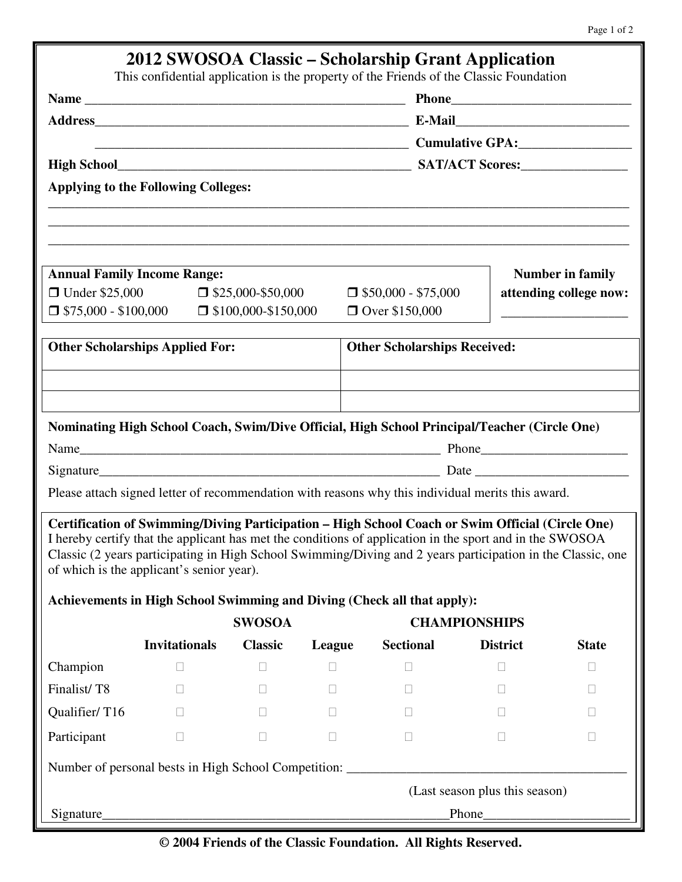# 2012 SWOSOA Classic – Scholarship Grant Application

This confidential application is the property of the Friends of the Classic Foundation

**Name** ________________________________________________ **Phone**__________________________

**Address**_______________________________________________ **E-Mail**_________________________

_______________________________________________ **Cumulative GPA:**________________

**High School**____________________________________________ **SAT/ACT Scores:**_______________

**Applying to the Following Colleges:**

_____________________________________________________________________________________

_____________________________________________________________________________________

_____________________________________________________________________________________

| **Annual Family Income Range:** | | | **Number in family attending college now:** |
|---|---|---|---|
| ❒ Under $25,000 | ❒ $25,000-$50,000 | ❒ $50,000 - $75,000 | |
| ❒ $75,000 - $100,000 | ❒ $100,000-$150,000 | ❒ Over $150,000 | __________________ |

| **Other Scholarships Applied For:** | **Other Scholarships Received:** |
|---|---|
| | |
| | |
| | |

**Nominating High School Coach, Swim/Dive Official, High School Principal/Teacher (Circle One)**

Name________________________________________________________ Phone______________________

Signature____________________________________________________ Date _______________________

Please attach signed letter of recommendation with reasons why this individual merits this award.

**Certification of Swimming/Diving Participation – High School Coach or Swim Official (Circle One)**
I hereby certify that the applicant has met the conditions of application in the sport and in the SWOSOA Classic (2 years participating in High School Swimming/Diving and 2 years participation in the Classic, one of which is the applicant's senior year).

**Achievements in High School Swimming and Diving (Check all that apply):**

| | | **SWOSOA** | | **CHAMPIONSHIPS** | | |
|---|---|---|---|---|---|---|
| | **Invitationals** | **Classic** | **League** | **Sectional** | **District** | **State** |
| Champion | ☐ | ☐ | ☐ | ☐ | ☐ | ☐ |
| Finalist/ T8 | ☐ | ☐ | ☐ | ☐ | ☐ | ☐ |
| Qualifier/ T16 | ☐ | ☐ | ☐ | ☐ | ☐ | ☐ |
| Participant | ☐ | ☐ | ☐ | ☐ | ☐ | ☐ |

Number of personal bests in High School Competition: ________________________________________

(Last season plus this season)

Signature____________________________________________________Phone______________________

**© 2004 Friends of the Classic Foundation. All Rights Reserved.**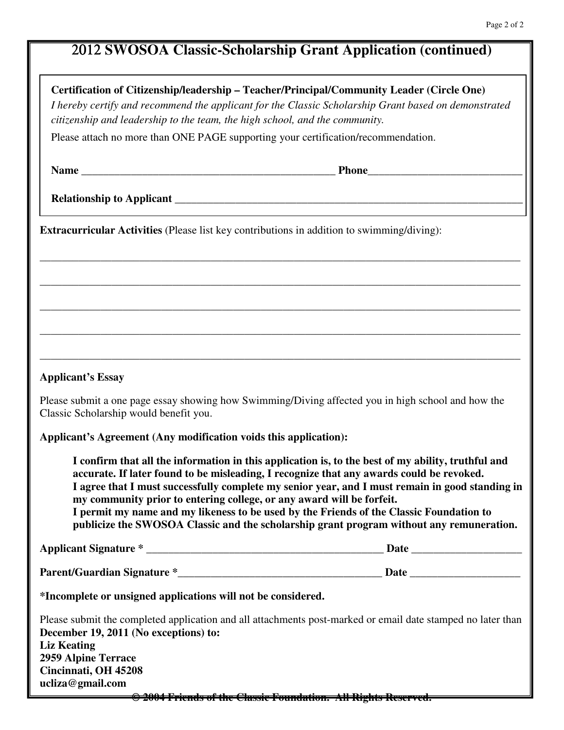# 2012 SWOSOA Classic-Scholarship Grant Application (continued)

**Certification of Citizenship/leadership – Teacher/Principal/Community Leader (Circle One)**

*I hereby certify and recommend the applicant for the Classic Scholarship Grant based on demonstrated citizenship and leadership to the team, the high school, and the community.*

Please attach no more than ONE PAGE supporting your certification/recommendation.

**Name** _______________________________________________ **Phone**____________________________

**Relationship to Applicant** _________________________________________________________________

**Extracurricular Activities** (Please list key contributions in addition to swimming/diving):

_____________________________________________________________________________________________

_____________________________________________________________________________________________

_____________________________________________________________________________________________

_____________________________________________________________________________________________

_____________________________________________________________________________________________

**Applicant's Essay**

Please submit a one page essay showing how Swimming/Diving affected you in high school and how the Classic Scholarship would benefit you.

**Applicant's Agreement (Any modification voids this application):**

> **I confirm that all the information in this application is, to the best of my ability, truthful and accurate. If later found to be misleading, I recognize that any awards could be revoked.**
> **I agree that I must successfully complete my senior year, and I must remain in good standing in my community prior to entering college, or any award will be forfeit.**
> **I permit my name and my likeness to be used by the Friends of the Classic Foundation to publicize the SWOSOA Classic and the scholarship grant program without any remuneration.**

**Applicant Signature *** ____________________________________________ **Date** ___________________

**Parent/Guardian Signature ***______________________________________ **Date** ___________________

**\*Incomplete or unsigned applications will not be considered.**

Please submit the completed application and all attachments post-marked or email date stamped no later than **December 19, 2011 (No exceptions) to:**
**Liz Keating**
**2959 Alpine Terrace**
**Cincinnati, OH 45208**
**ucliza@gmail.com**

**© 2004 Friends of the Classic Foundation. All Rights Reserved.**